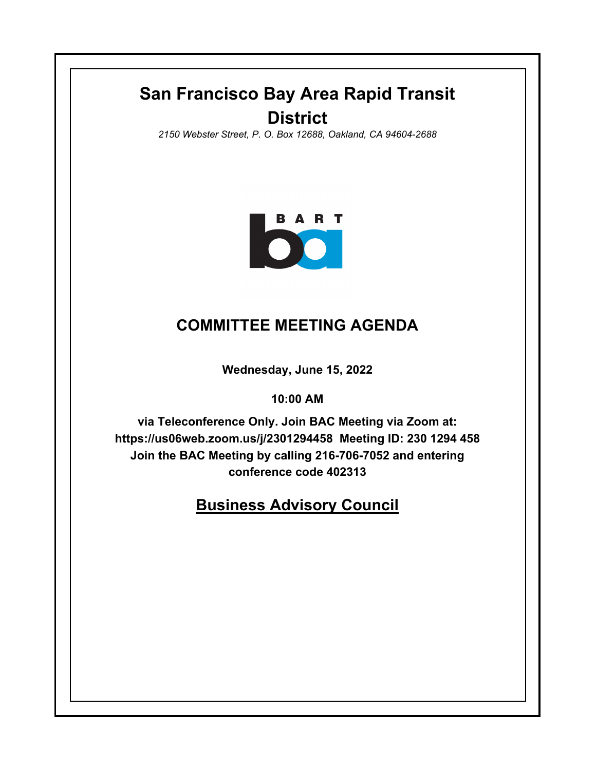# San Francisco Bay Area Rapid Transit District

*2150 Webster Street, P. O. Box 12688, Oakland, CA 94604-2688*

## COMMITTEE MEETING AGENDA

**Wednesday, June 15, 2022**

**10:00 AM**

**via Teleconference Only. Join BAC Meeting via Zoom at: https://us06web.zoom.us/j/2301294458 Meeting ID: 230 1294 458 Join the BAC Meeting by calling 216-706-7052 and entering conference code 402313**

## Business Advisory Council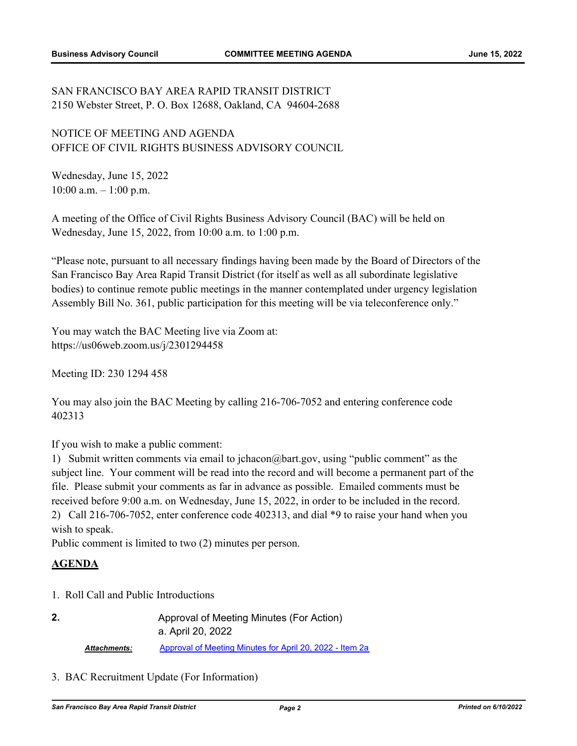SAN FRANCISCO BAY AREA RAPID TRANSIT DISTRICT
2150 Webster Street, P. O. Box 12688, Oakland, CA 94604-2688

NOTICE OF MEETING AND AGENDA
OFFICE OF CIVIL RIGHTS BUSINESS ADVISORY COUNCIL

Wednesday, June 15, 2022
10:00 a.m. – 1:00 p.m.

A meeting of the Office of Civil Rights Business Advisory Council (BAC) will be held on Wednesday, June 15, 2022, from 10:00 a.m. to 1:00 p.m.

"Please note, pursuant to all necessary findings having been made by the Board of Directors of the San Francisco Bay Area Rapid Transit District (for itself as well as all subordinate legislative bodies) to continue remote public meetings in the manner contemplated under urgency legislation Assembly Bill No. 361, public participation for this meeting will be via teleconference only."

You may watch the BAC Meeting live via Zoom at:
https://us06web.zoom.us/j/2301294458

Meeting ID: 230 1294 458

You may also join the BAC Meeting by calling 216-706-7052 and entering conference code 402313

If you wish to make a public comment:

1) Submit written comments via email to jchacon@bart.gov, using "public comment" as the subject line. Your comment will be read into the record and will become a permanent part of the file. Please submit your comments as far in advance as possible. Emailed comments must be received before 9:00 a.m. on Wednesday, June 15, 2022, in order to be included in the record.
2) Call 216-706-7052, enter conference code 402313, and dial *9 to raise your hand when you wish to speak.

Public comment is limited to two (2) minutes per person.

## AGENDA

1. Roll Call and Public Introductions

**2.** Approval of Meeting Minutes (For Action)
a. April 20, 2022

*Attachments:* Approval of Meeting Minutes for April 20, 2022 - Item 2a

3. BAC Recruitment Update (For Information)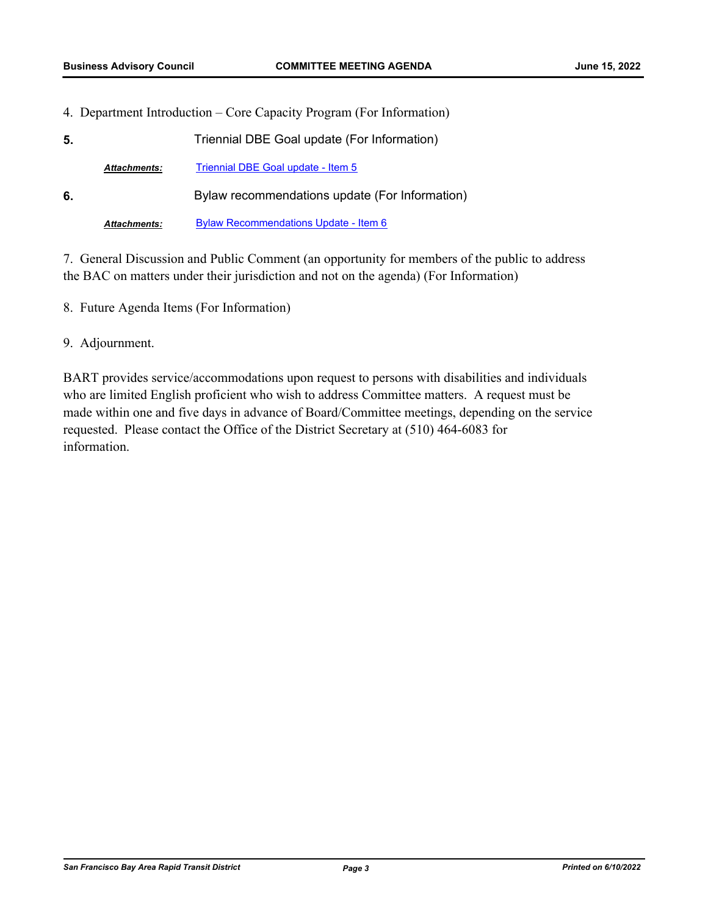4. Department Introduction – Core Capacity Program (For Information)

**5.** Triennial DBE Goal update (For Information)

***Attachments:*** Triennial DBE Goal update - Item 5

**6.** Bylaw recommendations update (For Information)

***Attachments:*** Bylaw Recommendations Update - Item 6

7. General Discussion and Public Comment (an opportunity for members of the public to address the BAC on matters under their jurisdiction and not on the agenda) (For Information)

8. Future Agenda Items (For Information)

9. Adjournment.

BART provides service/accommodations upon request to persons with disabilities and individuals who are limited English proficient who wish to address Committee matters. A request must be made within one and five days in advance of Board/Committee meetings, depending on the service requested. Please contact the Office of the District Secretary at (510) 464-6083 for information.